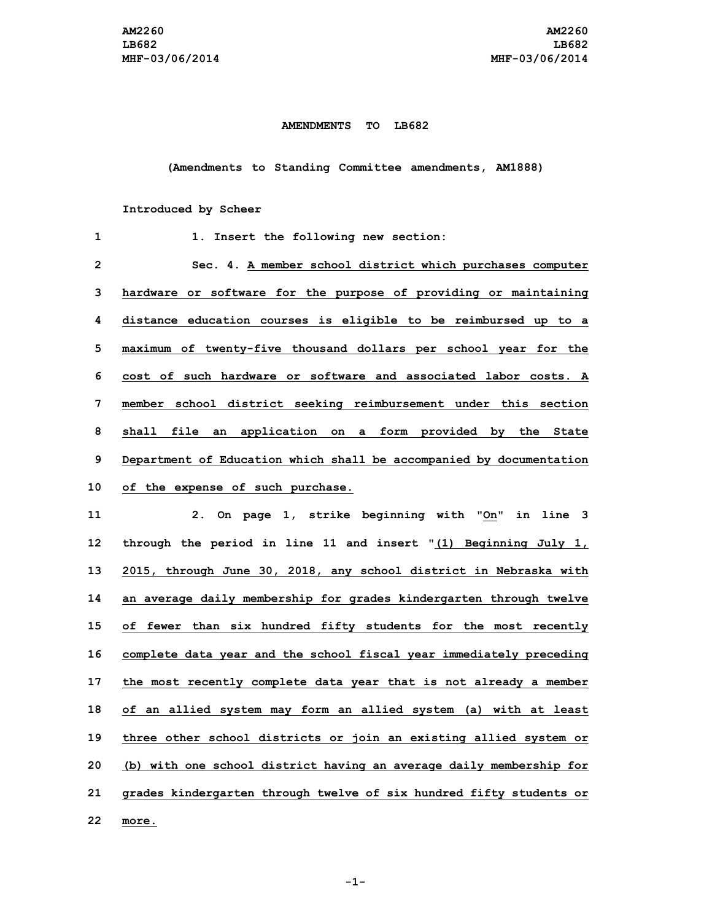AM2260
LB682
MHF-03/06/2014

**AMENDMENTS TO LB682**

**(Amendments to Standing Committee amendments, AM1888)**

**Introduced by Scheer**

1. Insert the following new section:

Sec. 4. A member school district which purchases computer hardware or software for the purpose of providing or maintaining distance education courses is eligible to be reimbursed up to a maximum of twenty-five thousand dollars per school year for the cost of such hardware or software and associated labor costs. A member school district seeking reimbursement under this section shall file an application on a form provided by the State Department of Education which shall be accompanied by documentation of the expense of such purchase.

2. On page 1, strike beginning with "On" in line 3 through the period in line 11 and insert "(1) Beginning July 1, 2015, through June 30, 2018, any school district in Nebraska with an average daily membership for grades kindergarten through twelve of fewer than six hundred fifty students for the most recently complete data year and the school fiscal year immediately preceding the most recently complete data year that is not already a member of an allied system may form an allied system (a) with at least three other school districts or join an existing allied system or (b) with one school district having an average daily membership for grades kindergarten through twelve of six hundred fifty students or more.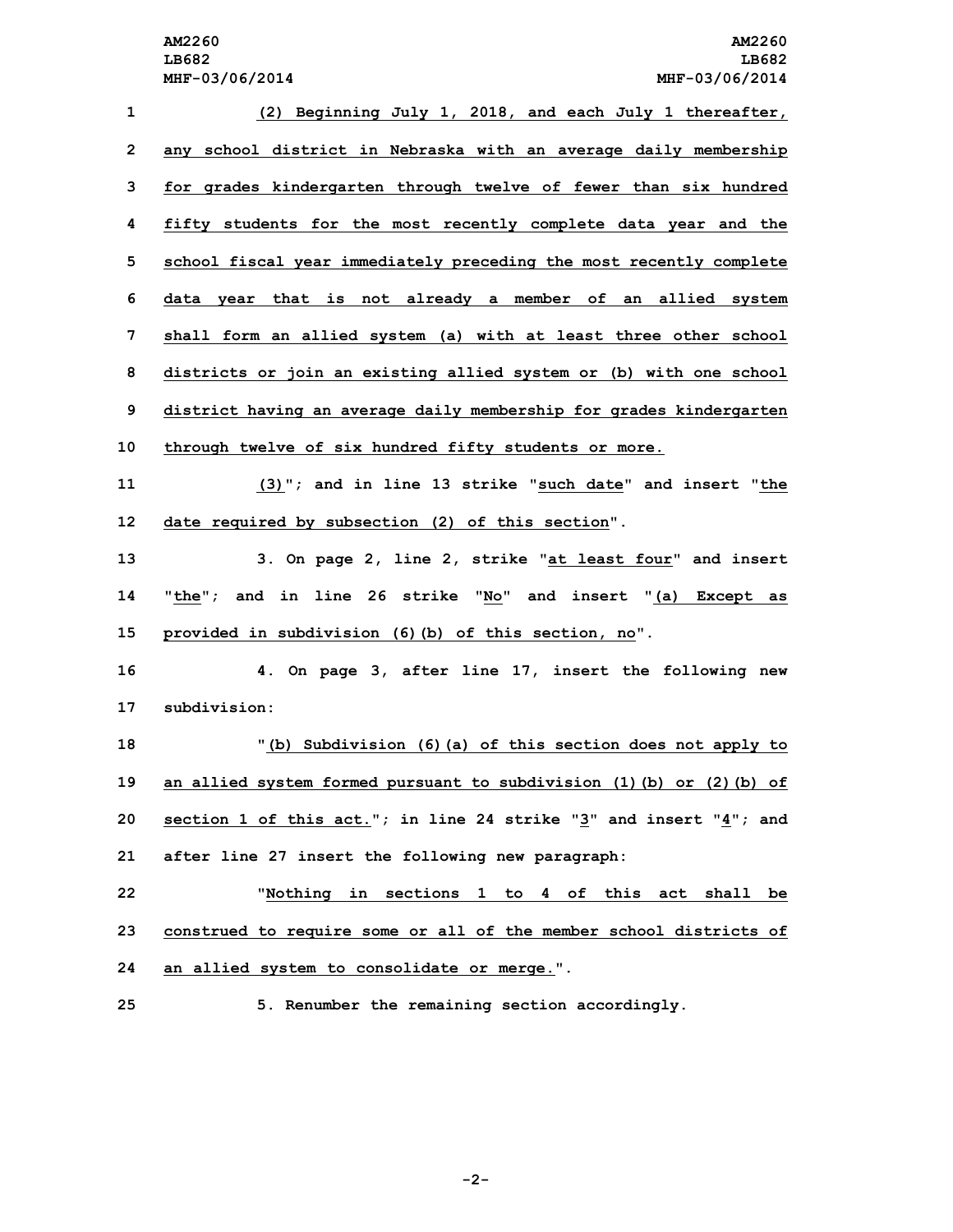(2) Beginning July 1, 2018, and each July 1 thereafter, any school district in Nebraska with an average daily membership for grades kindergarten through twelve of fewer than six hundred fifty students for the most recently complete data year and the school fiscal year immediately preceding the most recently complete data year that is not already a member of an allied system shall form an allied system (a) with at least three other school districts or join an existing allied system or (b) with one school district having an average daily membership for grades kindergarten through twelve of six hundred fifty students or more.

(3)"; and in line 13 strike "such date" and insert "the date required by subsection (2) of this section".

3. On page 2, line 2, strike "at least four" and insert "the"; and in line 26 strike "No" and insert "(a) Except as provided in subdivision (6)(b) of this section, no".

4. On page 3, after line 17, insert the following new subdivision:

"(b) Subdivision (6)(a) of this section does not apply to an allied system formed pursuant to subdivision (1)(b) or (2)(b) of section 1 of this act."; in line 24 strike "3" and insert "4"; and after line 27 insert the following new paragraph:

"Nothing in sections 1 to 4 of this act shall be construed to require some or all of the member school districts of an allied system to consolidate or merge.".

5. Renumber the remaining section accordingly.